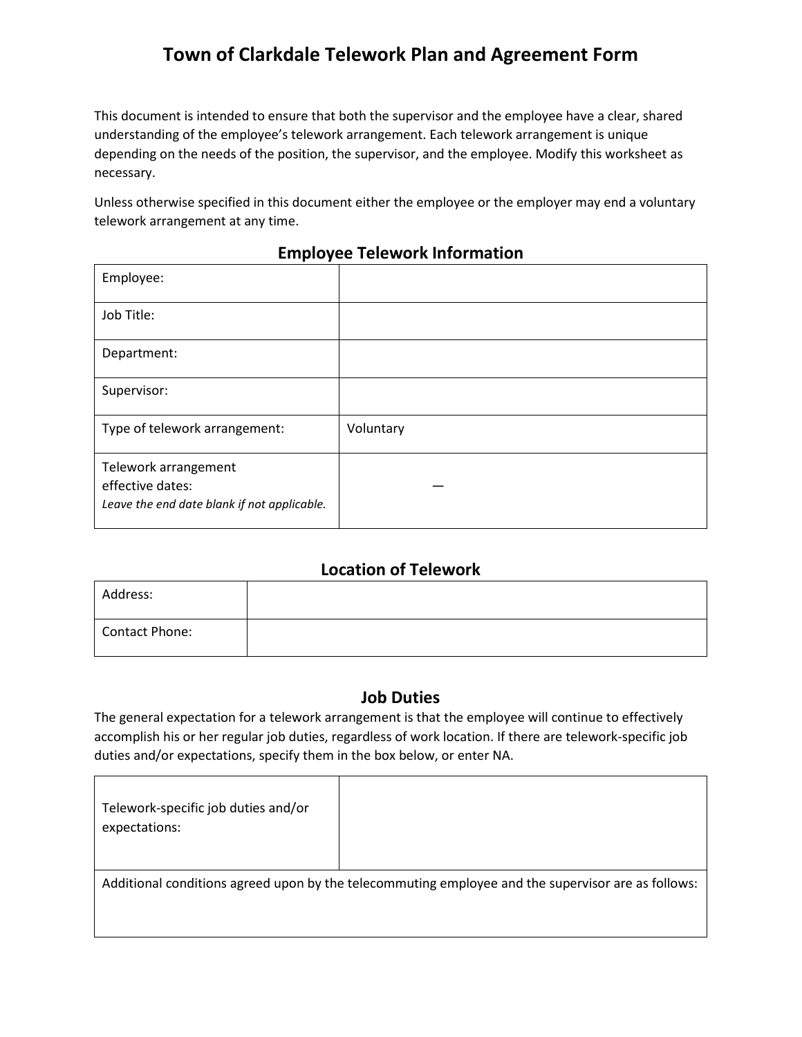# Town of Clarkdale Telework Plan and Agreement Form

This document is intended to ensure that both the supervisor and the employee have a clear, shared understanding of the employee's telework arrangement. Each telework arrangement is unique depending on the needs of the position, the supervisor, and the employee. Modify this worksheet as necessary.

Unless otherwise specified in this document either the employee or the employer may end a voluntary telework arrangement at any time.

## Employee Telework Information

| | |
|---|---|
| Employee: | |
| Job Title: | |
| Department: | |
| Supervisor: | |
| Type of telework arrangement: | Voluntary |
| Telework arrangement effective dates: *Leave the end date blank if not applicable.* | — |

## Location of Telework

| | |
|---|---|
| Address: | |
| Contact Phone: | |

## Job Duties

The general expectation for a telework arrangement is that the employee will continue to effectively accomplish his or her regular job duties, regardless of work location. If there are telework-specific job duties and/or expectations, specify them in the box below, or enter NA.

| | |
|---|---|
| Telework-specific job duties and/or expectations: | |
| Additional conditions agreed upon by the telecommuting employee and the supervisor are as follows: | |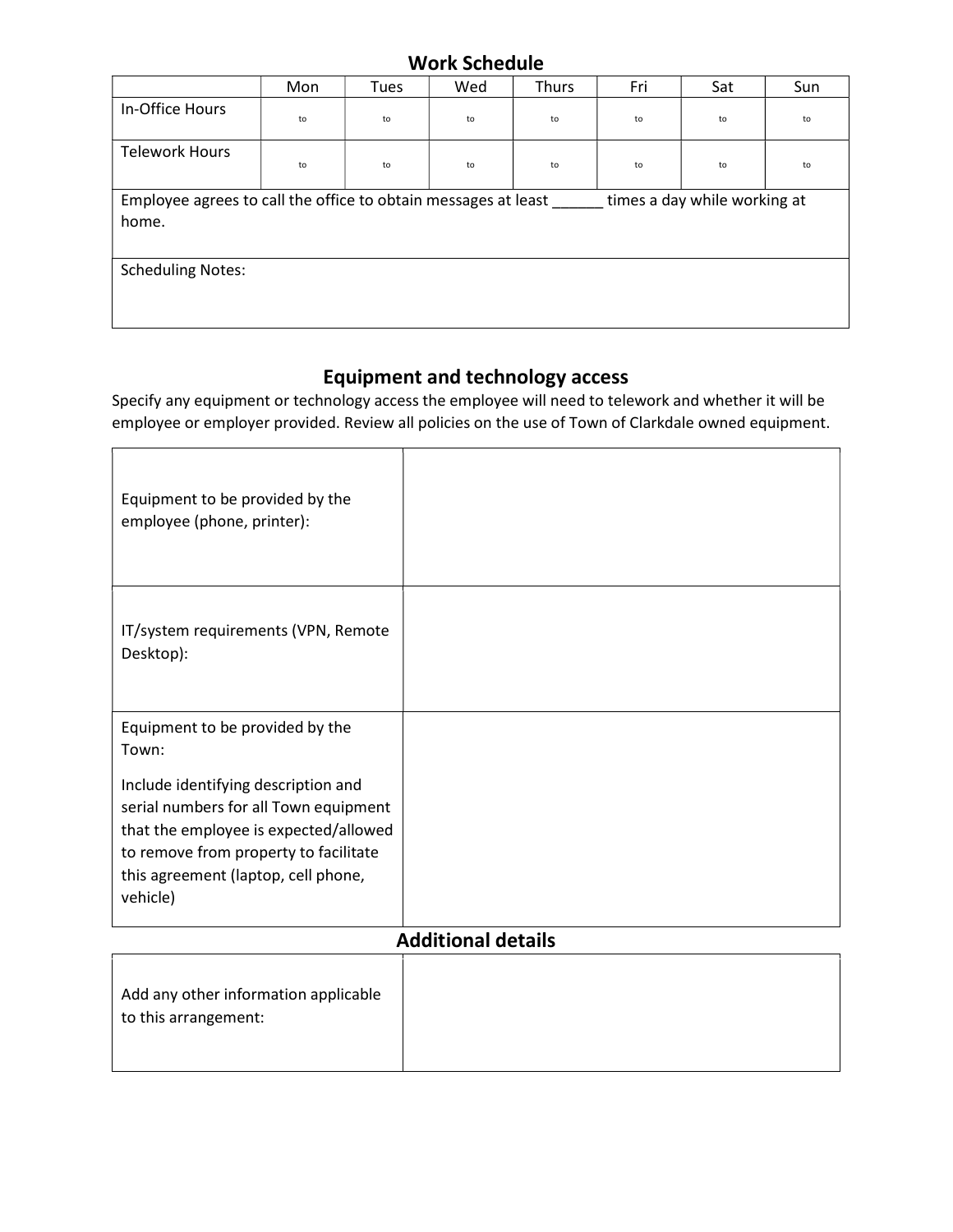## Work Schedule

| | Mon | Tues | Wed | Thurs | Fri | Sat | Sun |
|---|---|---|---|---|---|---|---|
| In-Office Hours | to | to | to | to | to | to | to |
| Telework Hours | to | to | to | to | to | to | to |
| Employee agrees to call the office to obtain messages at least ______ times a day while working at home. | | | | | | | |
| Scheduling Notes: | | | | | | | |

## Equipment and technology access

Specify any equipment or technology access the employee will need to telework and whether it will be employee or employer provided. Review all policies on the use of Town of Clarkdale owned equipment.

| | |
|---|---|
| Equipment to be provided by the employee (phone, printer): | |
| IT/system requirements (VPN, Remote Desktop): | |
| Equipment to be provided by the Town:<br><br>Include identifying description and serial numbers for all Town equipment that the employee is expected/allowed to remove from property to facilitate this agreement (laptop, cell phone, vehicle) | |

## Additional details

| | |
|---|---|
| Add any other information applicable to this arrangement: | |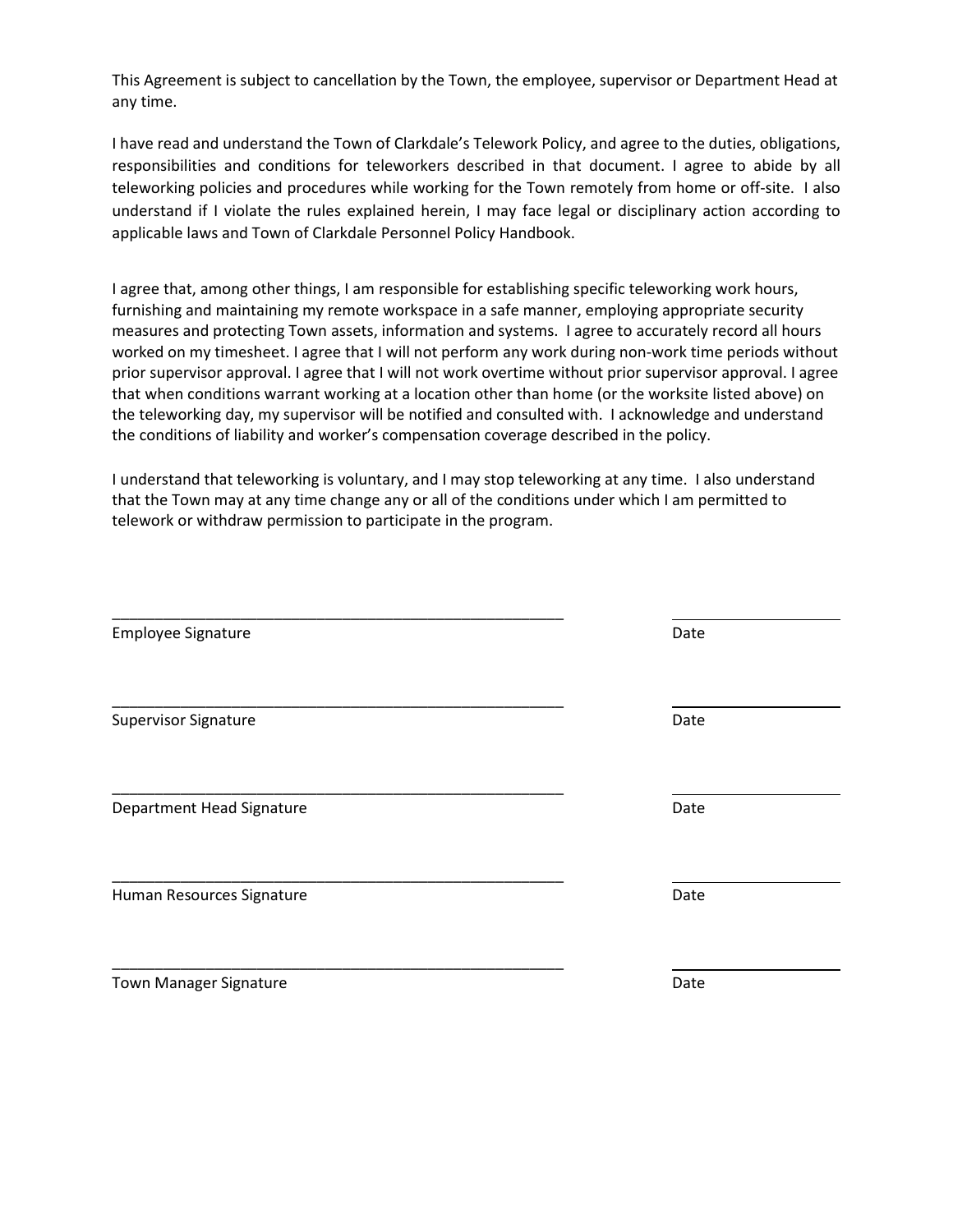This Agreement is subject to cancellation by the Town, the employee, supervisor or Department Head at any time.

I have read and understand the Town of Clarkdale's Telework Policy, and agree to the duties, obligations, responsibilities and conditions for teleworkers described in that document. I agree to abide by all teleworking policies and procedures while working for the Town remotely from home or off-site. I also understand if I violate the rules explained herein, I may face legal or disciplinary action according to applicable laws and Town of Clarkdale Personnel Policy Handbook.

I agree that, among other things, I am responsible for establishing specific teleworking work hours, furnishing and maintaining my remote workspace in a safe manner, employing appropriate security measures and protecting Town assets, information and systems. I agree to accurately record all hours worked on my timesheet. I agree that I will not perform any work during non-work time periods without prior supervisor approval. I agree that I will not work overtime without prior supervisor approval. I agree that when conditions warrant working at a location other than home (or the worksite listed above) on the teleworking day, my supervisor will be notified and consulted with. I acknowledge and understand the conditions of liability and worker's compensation coverage described in the policy.

I understand that teleworking is voluntary, and I may stop teleworking at any time. I also understand that the Town may at any time change any or all of the conditions under which I am permitted to telework or withdraw permission to participate in the program.

_______________________________________________________ ____________________

Employee Signature Date

_______________________________________________________ ____________________

Supervisor Signature Date

_______________________________________________________ ____________________

Department Head Signature Date

_______________________________________________________ ____________________

Human Resources Signature Date

_______________________________________________________ ____________________

Town Manager Signature Date